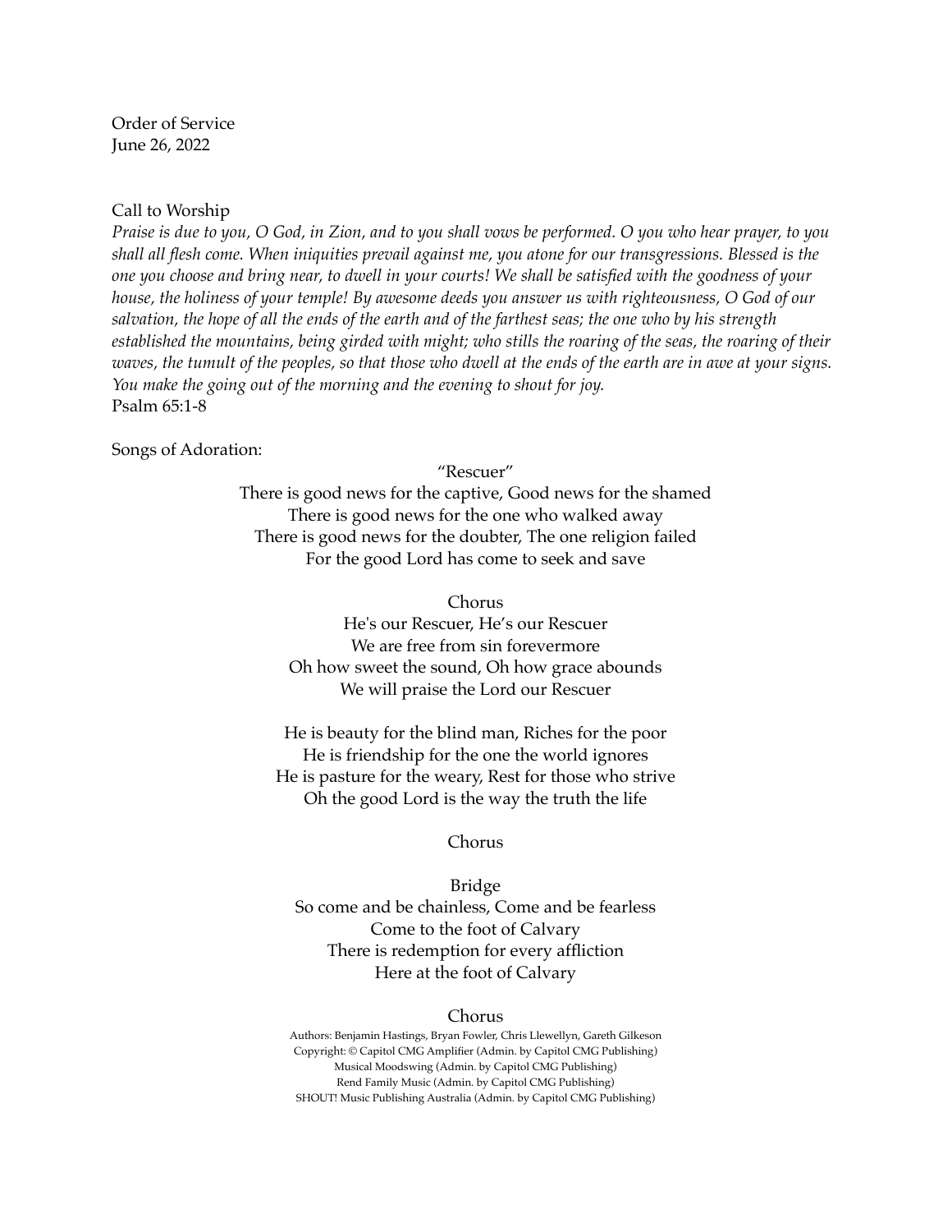Order of Service
June 26, 2022

Call to Worship

*Praise is due to you, O God, in Zion, and to you shall vows be performed. O you who hear prayer, to you shall all flesh come. When iniquities prevail against me, you atone for our transgressions. Blessed is the one you choose and bring near, to dwell in your courts! We shall be satisfied with the goodness of your house, the holiness of your temple! By awesome deeds you answer us with righteousness, O God of our salvation, the hope of all the ends of the earth and of the farthest seas; the one who by his strength established the mountains, being girded with might; who stills the roaring of the seas, the roaring of their waves, the tumult of the peoples, so that those who dwell at the ends of the earth are in awe at your signs. You make the going out of the morning and the evening to shout for joy.*
Psalm 65:1-8

Songs of Adoration:

"Rescuer"

There is good news for the captive, Good news for the shamed
There is good news for the one who walked away
There is good news for the doubter, The one religion failed
For the good Lord has come to seek and save

Chorus
He's our Rescuer, He's our Rescuer
We are free from sin forevermore
Oh how sweet the sound, Oh how grace abounds
We will praise the Lord our Rescuer

He is beauty for the blind man, Riches for the poor
He is friendship for the one the world ignores
He is pasture for the weary, Rest for those who strive
Oh the good Lord is the way the truth the life

Chorus

Bridge
So come and be chainless, Come and be fearless
Come to the foot of Calvary
There is redemption for every affliction
Here at the foot of Calvary

Chorus

Authors: Benjamin Hastings, Bryan Fowler, Chris Llewellyn, Gareth Gilkeson
Copyright: © Capitol CMG Amplifier (Admin. by Capitol CMG Publishing)
Musical Moodswing (Admin. by Capitol CMG Publishing)
Rend Family Music (Admin. by Capitol CMG Publishing)
SHOUT! Music Publishing Australia (Admin. by Capitol CMG Publishing)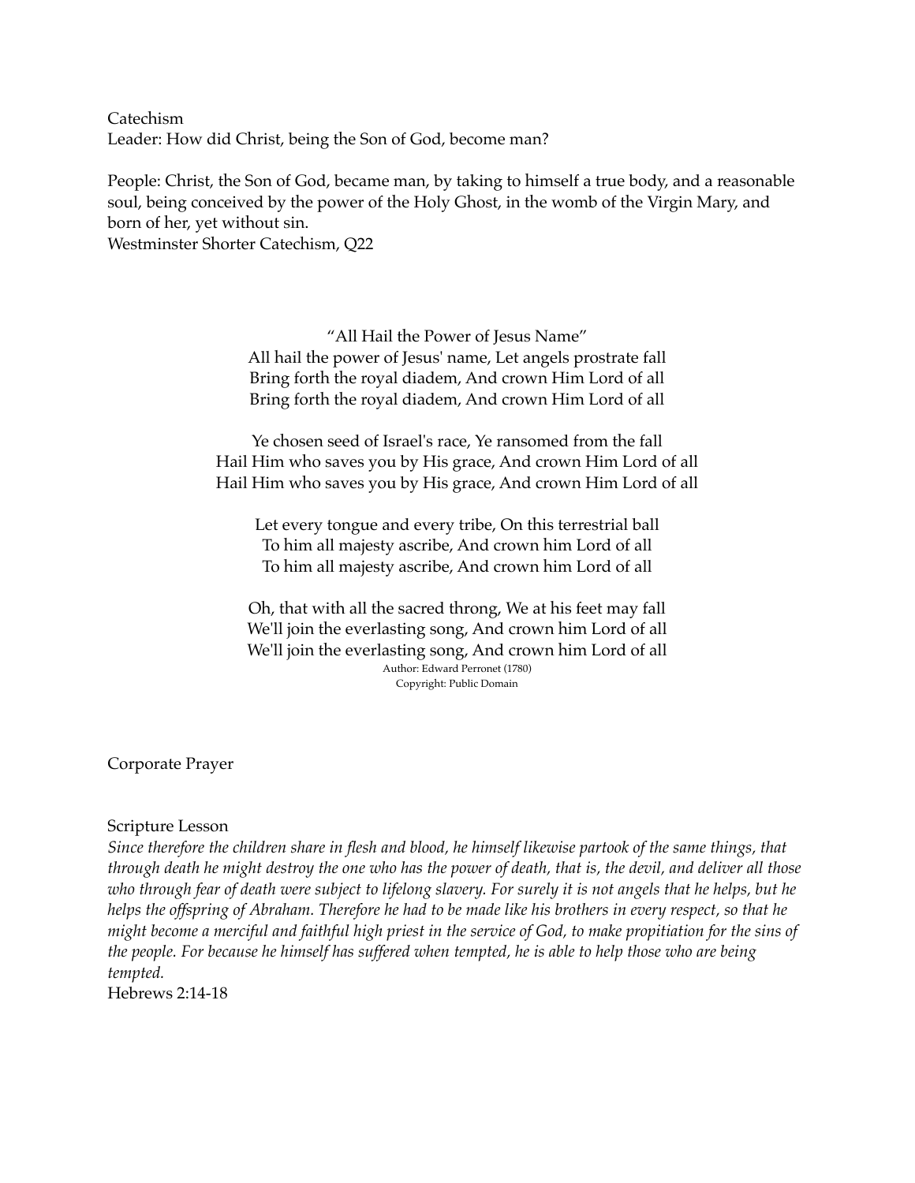Catechism

Leader: How did Christ, being the Son of God, become man?

People: Christ, the Son of God, became man, by taking to himself a true body, and a reasonable soul, being conceived by the power of the Holy Ghost, in the womb of the Virgin Mary, and born of her, yet without sin.

Westminster Shorter Catechism, Q22

"All Hail the Power of Jesus Name"

All hail the power of Jesus' name, Let angels prostrate fall  
Bring forth the royal diadem, And crown Him Lord of all  
Bring forth the royal diadem, And crown Him Lord of all

Ye chosen seed of Israel's race, Ye ransomed from the fall  
Hail Him who saves you by His grace, And crown Him Lord of all  
Hail Him who saves you by His grace, And crown Him Lord of all

Let every tongue and every tribe, On this terrestrial ball  
To him all majesty ascribe, And crown him Lord of all  
To him all majesty ascribe, And crown him Lord of all

Oh, that with all the sacred throng, We at his feet may fall  
We'll join the everlasting song, And crown him Lord of all  
We'll join the everlasting song, And crown him Lord of all

Author: Edward Perronet (1780)  
Copyright: Public Domain

Corporate Prayer

Scripture Lesson

*Since therefore the children share in flesh and blood, he himself likewise partook of the same things, that through death he might destroy the one who has the power of death, that is, the devil, and deliver all those who through fear of death were subject to lifelong slavery. For surely it is not angels that he helps, but he helps the offspring of Abraham. Therefore he had to be made like his brothers in every respect, so that he might become a merciful and faithful high priest in the service of God, to make propitiation for the sins of the people. For because he himself has suffered when tempted, he is able to help those who are being tempted.*

Hebrews 2:14-18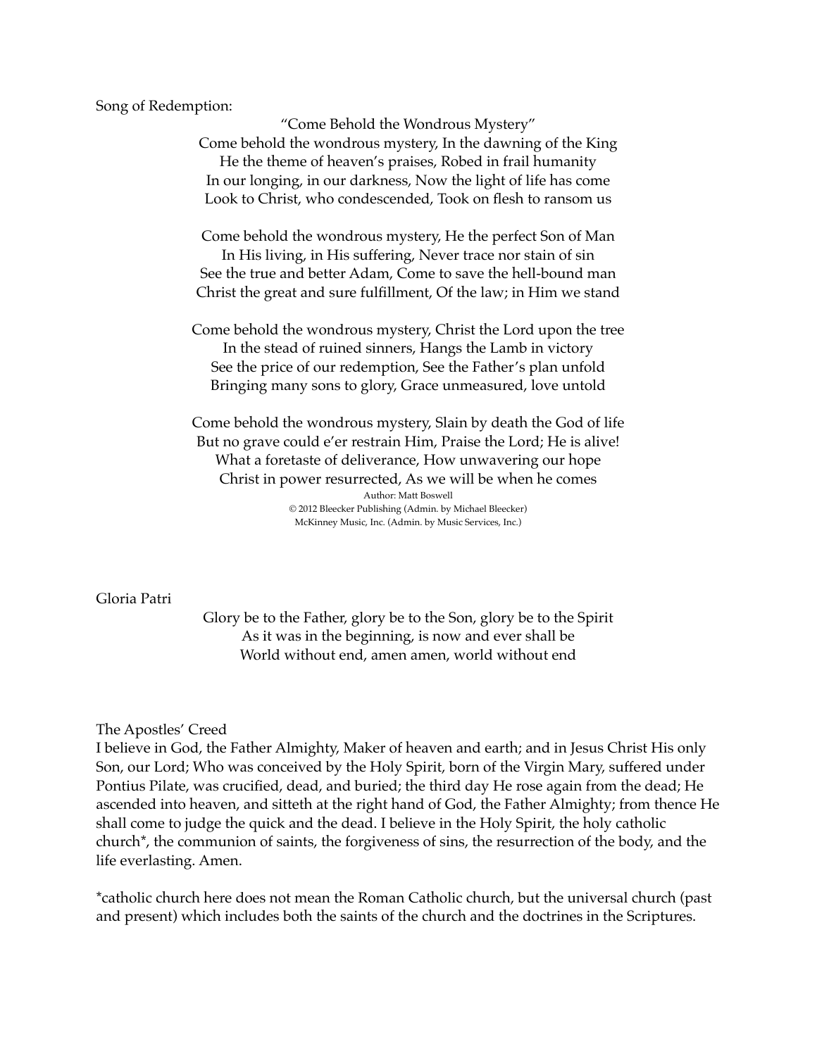Song of Redemption:

"Come Behold the Wondrous Mystery"

Come behold the wondrous mystery, In the dawning of the King
He the theme of heaven's praises, Robed in frail humanity
In our longing, in our darkness, Now the light of life has come
Look to Christ, who condescended, Took on flesh to ransom us

Come behold the wondrous mystery, He the perfect Son of Man
In His living, in His suffering, Never trace nor stain of sin
See the true and better Adam, Come to save the hell-bound man
Christ the great and sure fulfillment, Of the law; in Him we stand

Come behold the wondrous mystery, Christ the Lord upon the tree
In the stead of ruined sinners, Hangs the Lamb in victory
See the price of our redemption, See the Father's plan unfold
Bringing many sons to glory, Grace unmeasured, love untold

Come behold the wondrous mystery, Slain by death the God of life
But no grave could e'er restrain Him, Praise the Lord; He is alive!
What a foretaste of deliverance, How unwavering our hope
Christ in power resurrected, As we will be when he comes

Author: Matt Boswell
© 2012 Bleecker Publishing (Admin. by Michael Bleecker)
McKinney Music, Inc. (Admin. by Music Services, Inc.)

Gloria Patri

Glory be to the Father, glory be to the Son, glory be to the Spirit
As it was in the beginning, is now and ever shall be
World without end, amen amen, world without end

The Apostles' Creed

I believe in God, the Father Almighty, Maker of heaven and earth; and in Jesus Christ His only Son, our Lord; Who was conceived by the Holy Spirit, born of the Virgin Mary, suffered under Pontius Pilate, was crucified, dead, and buried; the third day He rose again from the dead; He ascended into heaven, and sitteth at the right hand of God, the Father Almighty; from thence He shall come to judge the quick and the dead. I believe in the Holy Spirit, the holy catholic church*, the communion of saints, the forgiveness of sins, the resurrection of the body, and the life everlasting. Amen.

*catholic church here does not mean the Roman Catholic church, but the universal church (past and present) which includes both the saints of the church and the doctrines in the Scriptures.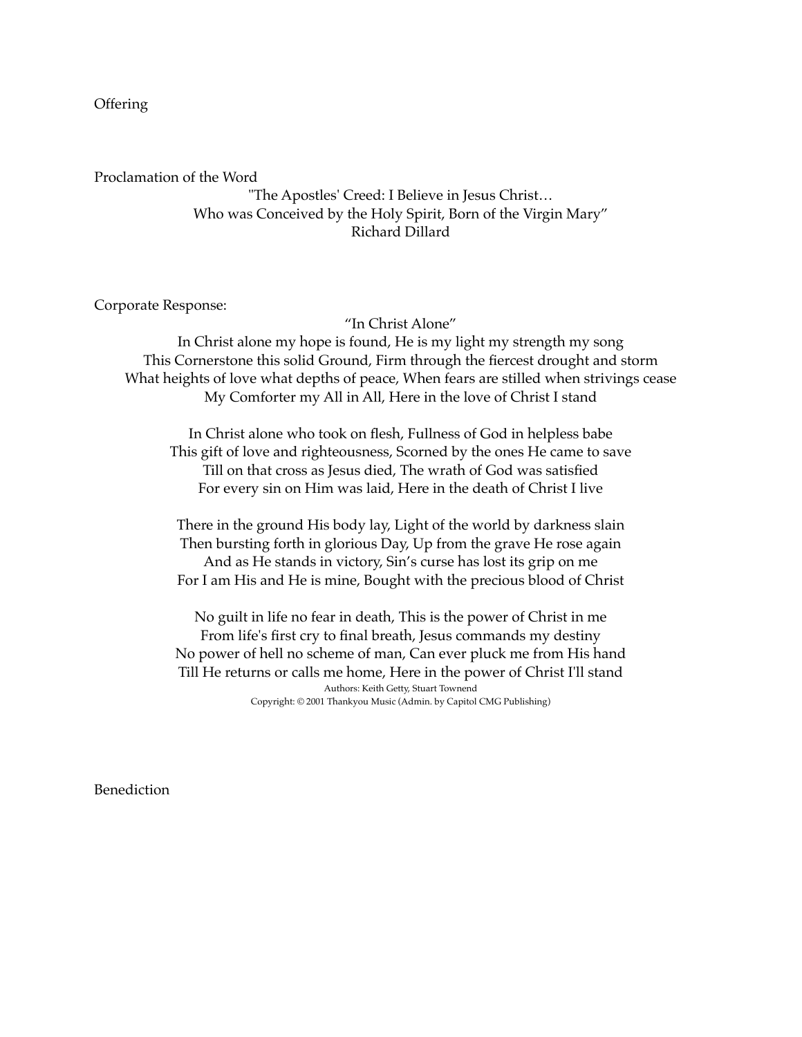Offering

Proclamation of the Word

"The Apostles' Creed: I Believe in Jesus Christ…
Who was Conceived by the Holy Spirit, Born of the Virgin Mary"
Richard Dillard

Corporate Response:

"In Christ Alone"

In Christ alone my hope is found, He is my light my strength my song
This Cornerstone this solid Ground, Firm through the fiercest drought and storm
What heights of love what depths of peace, When fears are stilled when strivings cease
My Comforter my All in All, Here in the love of Christ I stand

In Christ alone who took on flesh, Fullness of God in helpless babe
This gift of love and righteousness, Scorned by the ones He came to save
Till on that cross as Jesus died, The wrath of God was satisfied
For every sin on Him was laid, Here in the death of Christ I live

There in the ground His body lay, Light of the world by darkness slain
Then bursting forth in glorious Day, Up from the grave He rose again
And as He stands in victory, Sin's curse has lost its grip on me
For I am His and He is mine, Bought with the precious blood of Christ

No guilt in life no fear in death, This is the power of Christ in me
From life's first cry to final breath, Jesus commands my destiny
No power of hell no scheme of man, Can ever pluck me from His hand
Till He returns or calls me home, Here in the power of Christ I'll stand

Authors: Keith Getty, Stuart Townend
Copyright: © 2001 Thankyou Music (Admin. by Capitol CMG Publishing)

Benediction